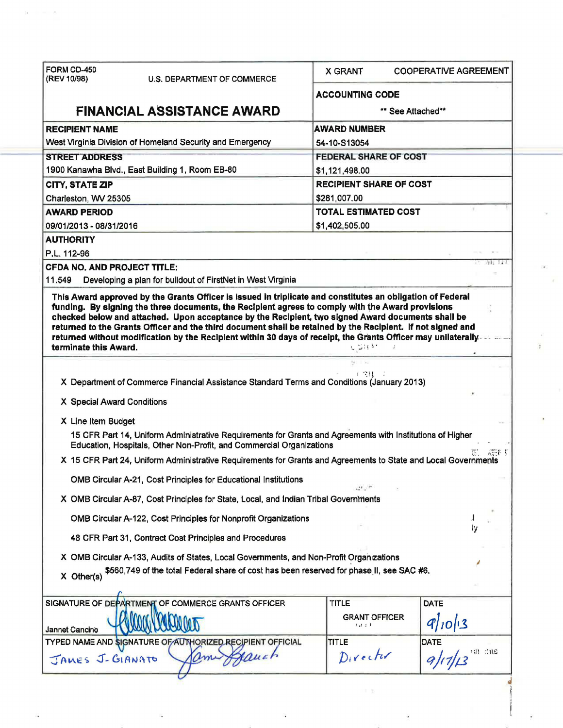FORM CD-450
(REV 10/98)

U.S. DEPARTMENT OF COMMERCE

# FINANCIAL ASSISTANCE AWARD

X GRANT &nbsp;&nbsp;&nbsp; COOPERATIVE AGREEMENT

| | |
|---|---|
| **ACCOUNTING CODE** | ** See Attached** |
| **RECIPIENT NAME** West Virginia Division of Homeland Security and Emergency | **AWARD NUMBER** 54-10-S13054 |
| **STREET ADDRESS** 1900 Kanawha Blvd., East Building 1, Room EB-80 | **FEDERAL SHARE OF COST** $1,121,498.00 |
| **CITY, STATE ZIP** Charleston, WV 25305 | **RECIPIENT SHARE OF COST** $281,007.00 |
| **AWARD PERIOD** 09/01/2013 - 08/31/2016 | **TOTAL ESTIMATED COST** $1,402,505.00 |

**AUTHORITY**
P.L. 112-96

**CFDA NO. AND PROJECT TITLE:**
11.549 Developing a plan for buildout of FirstNet in West Virginia

**This Award approved by the Grants Officer is issued in triplicate and constitutes an obligation of Federal funding. By signing the three documents, the Recipient agrees to comply with the Award provisions checked below and attached. Upon acceptance by the Recipient, two signed Award documents shall be returned to the Grants Officer and the third document shall be retained by the Recipient. If not signed and returned without modification by the Recipient within 30 days of receipt, the Grants Officer may unilaterally terminate this Award.**

X Department of Commerce Financial Assistance Standard Terms and Conditions (January 2013)

X Special Award Conditions

X Line Item Budget

15 CFR Part 14, Uniform Administrative Requirements for Grants and Agreements with Institutions of Higher Education, Hospitals, Other Non-Profit, and Commercial Organizations

X 15 CFR Part 24, Uniform Administrative Requirements for Grants and Agreements to State and Local Governments

OMB Circular A-21, Cost Principles for Educational Institutions

X OMB Circular A-87, Cost Principles for State, Local, and Indian Tribal Governments

OMB Circular A-122, Cost Principles for Nonprofit Organizations

48 CFR Part 31, Contract Cost Principles and Procedures

X OMB Circular A-133, Audits of States, Local Governments, and Non-Profit Organizations

X Other(s) $560,749 of the total Federal share of cost has been reserved for phase II, see SAC #6.

| SIGNATURE OF DEPARTMENT OF COMMERCE GRANTS OFFICER | TITLE | DATE |
|---|---|---|
| Jannet Cancino | GRANT OFFICER | 9/10/13 |
| **TYPED NAME AND SIGNATURE OF AUTHORIZED RECIPIENT OFFICIAL** | **TITLE** | **DATE** |
| James J. Gianato | Director | 9/17/13 |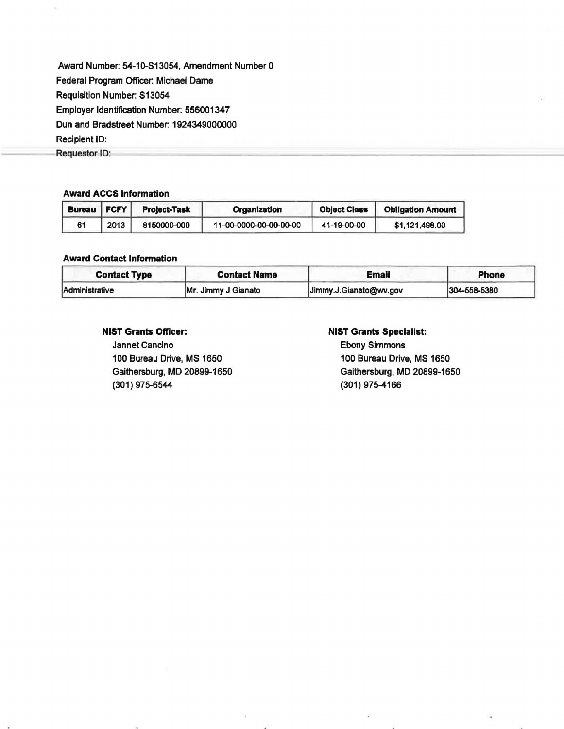Award Number: 54-10-S13054, Amendment Number 0
Federal Program Officer: Michael Dame
Requisition Number: S13054
Employer Identification Number: 556001347
Dun and Bradstreet Number: 1924349000000
Recipient ID:
Requestor ID:

### Award ACCS Information

| Bureau | FCFY | Project-Task | Organization | Object Class | Obligation Amount |
|---|---|---|---|---|---|
| 61 | 2013 | 8150000-000 | 11-00-0000-00-00-00-00 | 41-19-00-00 | $1,121,498.00 |

### Award Contact Information

| Contact Type | Contact Name | Email | Phone |
|---|---|---|---|
| Administrative | Mr. Jimmy J Gianato | Jimmy.J.Gianato@wv.gov | 304-558-5380 |

**NIST Grants Officer:**
Jannet Cancino
100 Bureau Drive, MS 1650
Gaithersburg, MD 20899-1650
(301) 975-6544

**NIST Grants Specialist:**
Ebony Simmons
100 Bureau Drive, MS 1650
Gaithersburg, MD 20899-1650
(301) 975-4166